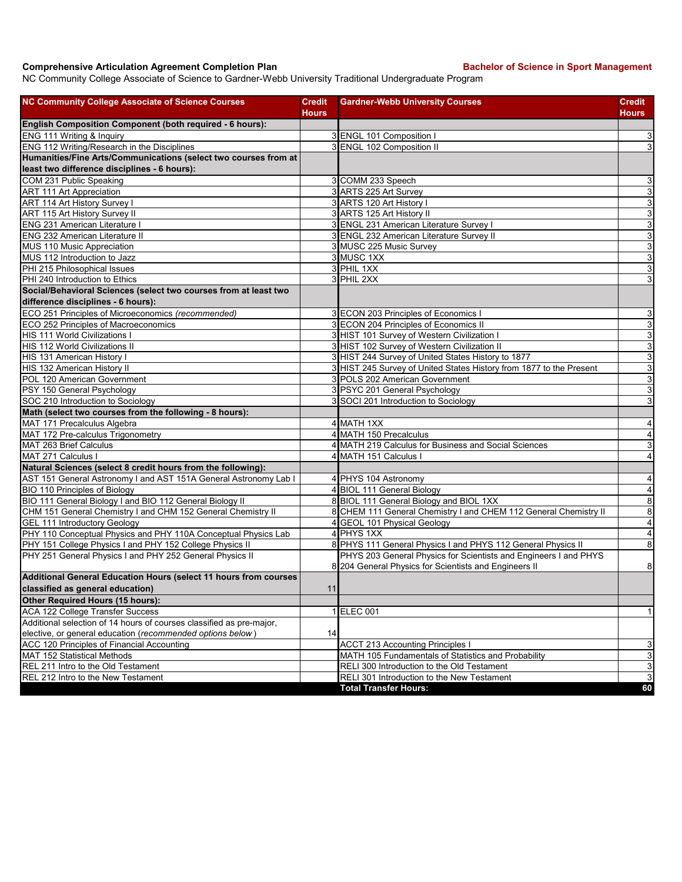**Comprehensive Articulation Agreement Completion Plan** **Bachelor of Science in Sport Management**

NC Community College Associate of Science to Gardner-Webb University Traditional Undergraduate Program

| NC Community College Associate of Science Courses | Credit Hours | Gardner-Webb University Courses | Credit Hours |
|---|---|---|---|
| **English Composition Component (both required - 6 hours):** | | | |
| ENG 111 Writing & Inquiry | 3 | ENGL 101 Composition I | 3 |
| ENG 112 Writing/Research in the Disciplines | 3 | ENGL 102 Composition II | 3 |
| **Humanities/Fine Arts/Communications (select two courses from at least two difference disciplines - 6 hours):** | | | |
| COM 231 Public Speaking | 3 | COMM 233 Speech | 3 |
| ART 111 Art Appreciation | 3 | ARTS 225 Art Survey | 3 |
| ART 114 Art History Survey I | 3 | ARTS 120 Art History I | 3 |
| ART 115 Art History Survey II | 3 | ARTS 125 Art History II | 3 |
| ENG 231 American Literature I | 3 | ENGL 231 American Literature Survey I | 3 |
| ENG 232 American Literature II | 3 | ENGL 232 American Literature Survey II | 3 |
| MUS 110 Music Appreciation | 3 | MUSC 225 Music Survey | 3 |
| MUS 112 Introduction to Jazz | 3 | MUSC 1XX | 3 |
| PHI 215 Philosophical Issues | 3 | PHIL 1XX | 3 |
| PHI 240 Introduction to Ethics | 3 | PHIL 2XX | 3 |
| **Social/Behavioral Sciences (select two courses from at least two difference disciplines - 6 hours):** | | | |
| ECO 251 Principles of Microeconomics *(recommended)* | 3 | ECON 203 Principles of Economics I | 3 |
| ECO 252 Principles of Macroeconomics | 3 | ECON 204 Principles of Economics II | 3 |
| HIS 111 World Civilizations I | 3 | HIST 101 Survey of Western Civilization I | 3 |
| HIS 112 World Civilizations II | 3 | HIST 102 Survey of Western Civilization II | 3 |
| HIS 131 American History I | 3 | HIST 244 Survey of United States History to 1877 | 3 |
| HIS 132 American History II | 3 | HIST 245 Survey of United States History from 1877 to the Present | 3 |
| POL 120 American Government | 3 | POLS 202 American Government | 3 |
| PSY 150 General Psychology | 3 | PSYC 201 General Psychology | 3 |
| SOC 210 Introduction to Sociology | 3 | SOCI 201 Introduction to Sociology | 3 |
| **Math (select two courses from the following - 8 hours):** | | | |
| MAT 171 Precalculus Algebra | 4 | MATH 1XX | 4 |
| MAT 172 Pre-calculus Trigonometry | 4 | MATH 150 Precalculus | 4 |
| MAT 263 Brief Calculus | 4 | MATH 219 Calculus for Business and Social Sciences | 3 |
| MAT 271 Calculus I | 4 | MATH 151 Calculus I | 4 |
| **Natural Sciences (select 8 credit hours from the following):** | | | |
| AST 151 General Astronomy I and AST 151A General Astronomy Lab I | 4 | PHYS 104 Astronomy | 4 |
| BIO 110 Principles of Biology | 4 | BIOL 111 General Biology | 4 |
| BIO 111 General Biology I and BIO 112 General Biology II | 8 | BIOL 111 General Biology and BIOL 1XX | 8 |
| CHM 151 General Chemistry I and CHM 152 General Chemistry II | 8 | CHEM 111 General Chemistry I and CHEM 112 General Chemistry II | 8 |
| GEL 111 Introductory Geology | 4 | GEOL 101 Physical Geology | 4 |
| PHY 110 Conceptual Physics and PHY 110A Conceptual Physics Lab | 4 | PHYS 1XX | 4 |
| PHY 151 College Physics I and PHY 152 College Physics II | 8 | PHYS 111 General Physics I and PHYS 112 General Physics II | 8 |
| PHY 251 General Physics I and PHY 252 General Physics II | 8 | PHYS 203 General Physics for Scientists and Engineers I and PHYS 204 General Physics for Scientists and Engineers II | 8 |
| **Additional General Education Hours (select 11 hours from courses classified as general education)** | 11 | | |
| **Other Required Hours (15 hours):** | | | |
| ACA 122 College Transfer Success | 1 | ELEC 001 | 1 |
| Additional selection of 14 hours of courses classified as pre-major, elective, or general education (*recommended options below*) | 14 | | |
| ACC 120 Principles of Financial Accounting | | ACCT 213 Accounting Principles I | 3 |
| MAT 152 Statistical Methods | | MATH 105 Fundamentals of Statistics and Probability | 3 |
| REL 211 Intro to the Old Testament | | RELI 300 Introduction to the Old Testament | 3 |
| REL 212 Intro to the New Testament | | RELI 301 Introduction to the New Testament | 3 |
| | | **Total Transfer Hours:** | **60** |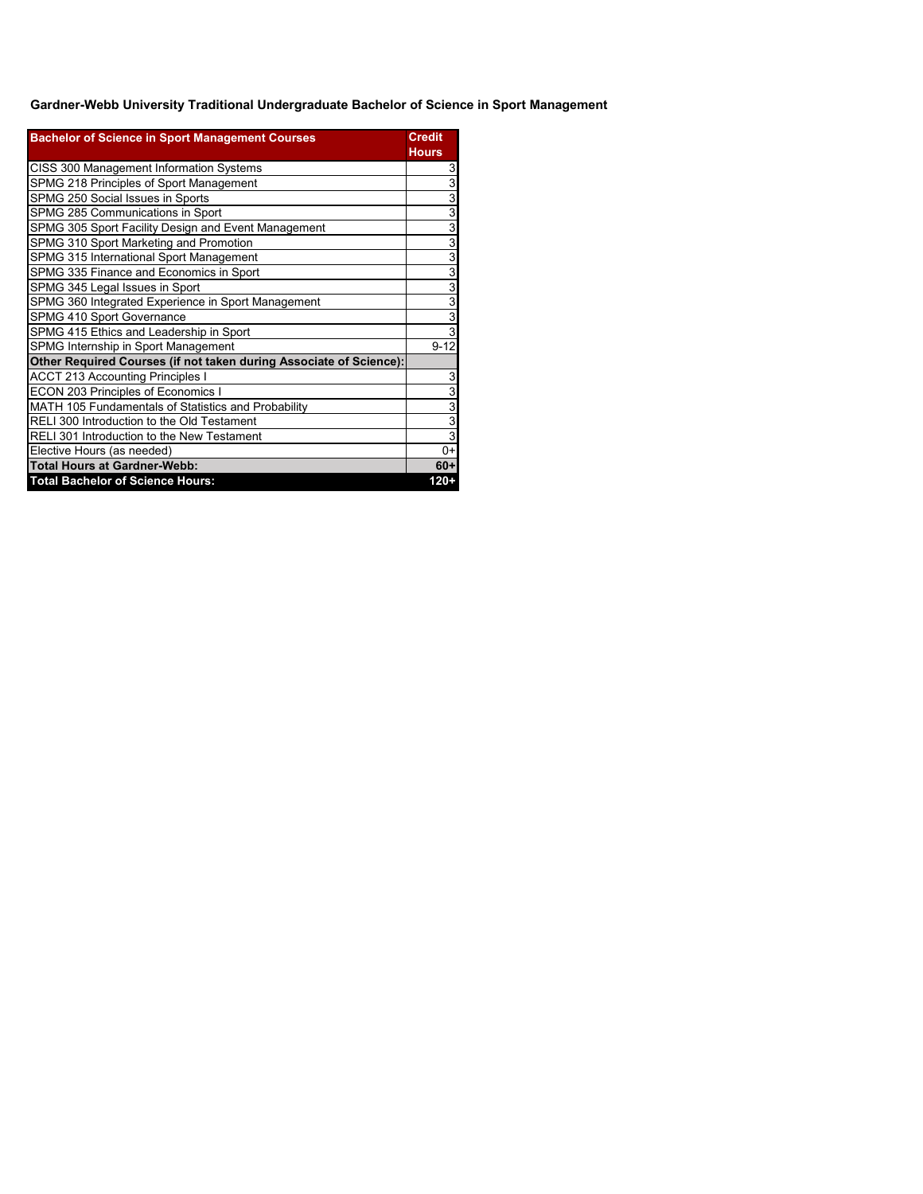**Gardner-Webb University Traditional Undergraduate Bachelor of Science in Sport Management**

| Bachelor of Science in Sport Management Courses | Credit Hours |
| --- | --- |
| CISS 300 Management Information Systems | 3 |
| SPMG 218 Principles of Sport Management | 3 |
| SPMG 250 Social Issues in Sports | 3 |
| SPMG 285 Communications in Sport | 3 |
| SPMG 305 Sport Facility Design and Event Management | 3 |
| SPMG 310 Sport Marketing and Promotion | 3 |
| SPMG 315 International Sport Management | 3 |
| SPMG 335 Finance and Economics in Sport | 3 |
| SPMG 345 Legal Issues in Sport | 3 |
| SPMG 360 Integrated Experience in Sport Management | 3 |
| SPMG 410 Sport Governance | 3 |
| SPMG 415 Ethics and Leadership in Sport | 3 |
| SPMG Internship in Sport Management | 9-12 |
| **Other Required Courses (if not taken during Associate of Science):** | |
| ACCT 213 Accounting Principles I | 3 |
| ECON 203 Principles of Economics I | 3 |
| MATH 105 Fundamentals of Statistics and Probability | 3 |
| RELI 300 Introduction to the Old Testament | 3 |
| RELI 301 Introduction to the New Testament | 3 |
| Elective Hours (as needed) | 0+ |
| **Total Hours at Gardner-Webb:** | **60+** |
| **Total Bachelor of Science Hours:** | **120+** |